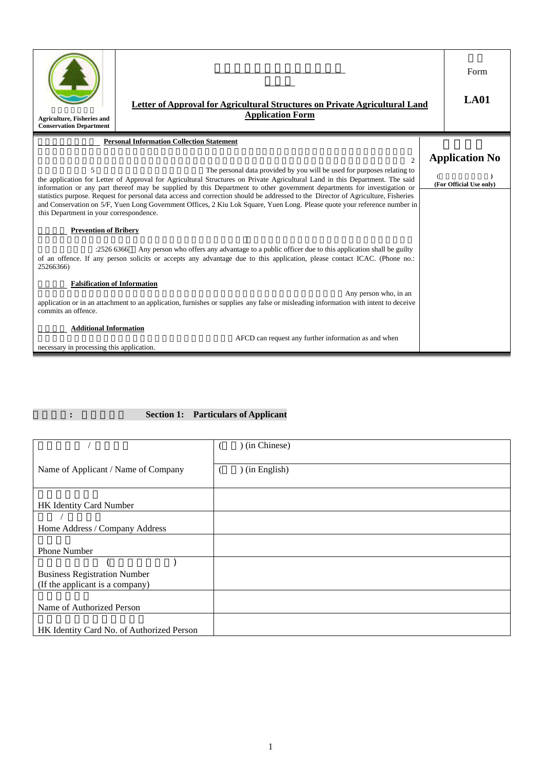| Agriculture, Fisheries and Conservation Department | **Letter of Approval for Agricultural Structures on Private Agricultural Land Application Form** | Form **LA01** |
|---|---|---|

**Personal Information Collection Statement**

The personal data provided by you will be used for purposes relating to the application for Letter of Approval for Agricultural Structures on Private Agricultural Land in this Department. The said information or any part thereof may be supplied by this Department to other government departments for investigation or statistics purpose. Request for personal data access and correction should be addressed to the Director of Agriculture, Fisheries and Conservation on 5/F, Yuen Long Government Offices, 2 Kiu Lok Square, Yuen Long. Please quote your reference number in this Department in your correspondence.

**Prevention of Bribery**

:2526 6366 Any person who offers any advantage to a public officer due to this application shall be guilty of an offence. If any person solicits or accepts any advantage due to this application, please contact ICAC. (Phone no.: 25266366)

**Falsification of Information**

Any person who, in an application or in an attachment to an application, furnishes or supplies any false or misleading information with intent to deceive commits an offence.

**Additional Information**

AFCD can request any further information as and when necessary in processing this application.

**Application No**

(For Official Use only)

## Section 1: Particulars of Applicant

| | |
|---|---|
| Name of Applicant / Name of Company | ( ) (in Chinese) |
| | ( ) (in English) |
| HK Identity Card Number | |
| Home Address / Company Address | |
| Phone Number | |
| Business Registration Number (If the applicant is a company) | |
| Name of Authorized Person | |
| HK Identity Card No. of Authorized Person | |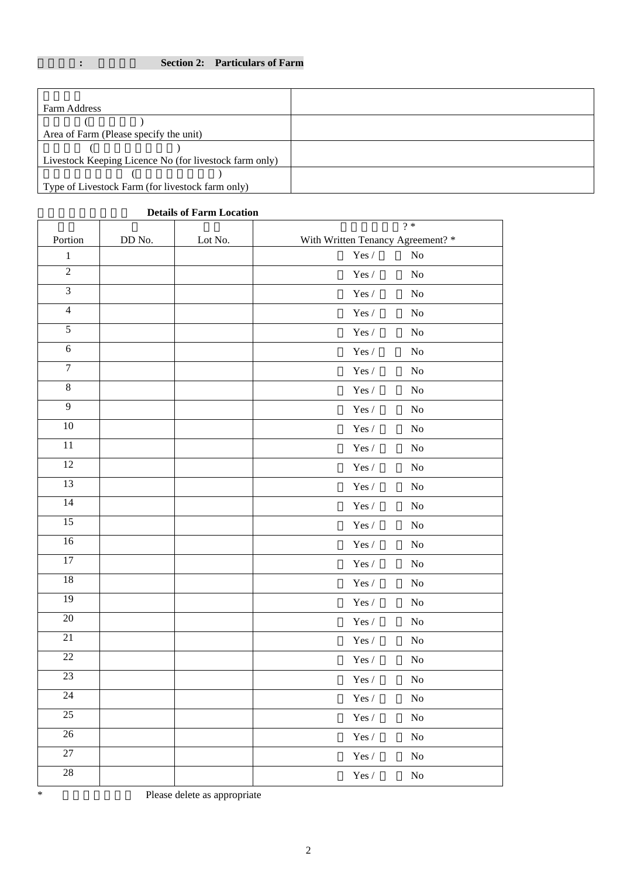## Section 2: Particulars of Farm

| | |
|---|---|
| Farm Address | |
| Area of Farm (Please specify the unit) | |
| Livestock Keeping Licence No (for livestock farm only) | |
| Type of Livestock Farm (for livestock farm only) | |

**Details of Farm Location**

| Portion | DD No. | Lot No. | With Written Tenancy Agreement? * |
|---|---|---|---|
| 1 | | | Yes / No |
| 2 | | | Yes / No |
| 3 | | | Yes / No |
| 4 | | | Yes / No |
| 5 | | | Yes / No |
| 6 | | | Yes / No |
| 7 | | | Yes / No |
| 8 | | | Yes / No |
| 9 | | | Yes / No |
| 10 | | | Yes / No |
| 11 | | | Yes / No |
| 12 | | | Yes / No |
| 13 | | | Yes / No |
| 14 | | | Yes / No |
| 15 | | | Yes / No |
| 16 | | | Yes / No |
| 17 | | | Yes / No |
| 18 | | | Yes / No |
| 19 | | | Yes / No |
| 20 | | | Yes / No |
| 21 | | | Yes / No |
| 22 | | | Yes / No |
| 23 | | | Yes / No |
| 24 | | | Yes / No |
| 25 | | | Yes / No |
| 26 | | | Yes / No |
| 27 | | | Yes / No |
| 28 | | | Yes / No |

\* Please delete as appropriate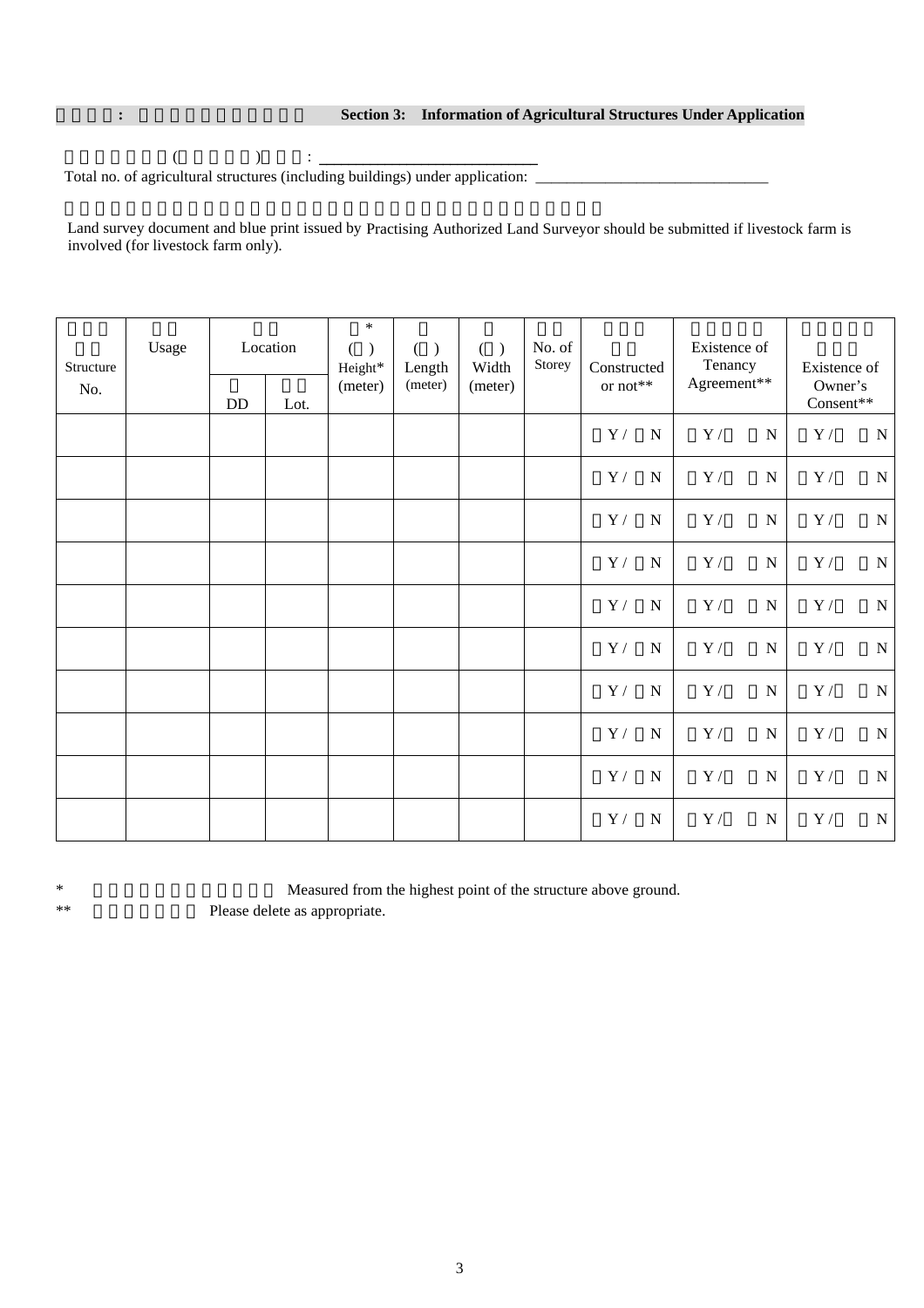**Section 3: Information of Agricultural Structures Under Application**

Total no. of agricultural structures (including buildings) under application: ______________________________

Land survey document and blue print issued by Practising Authorized Land Surveyor should be submitted if livestock farm is involved (for livestock farm only).

| Structure No. | Usage | Location | | Height* (meter) | Length (meter) | Width (meter) | No. of Storey | Constructed or not** | Existence of Tenancy Agreement** | Existence of Owner's Consent** |
|---|---|---|---|---|---|---|---|---|---|---|
| | | DD | Lot. | | | | | | | |
| | | | | | | | | Y / N | Y / N | Y / N |
| | | | | | | | | Y / N | Y / N | Y / N |
| | | | | | | | | Y / N | Y / N | Y / N |
| | | | | | | | | Y / N | Y / N | Y / N |
| | | | | | | | | Y / N | Y / N | Y / N |
| | | | | | | | | Y / N | Y / N | Y / N |
| | | | | | | | | Y / N | Y / N | Y / N |
| | | | | | | | | Y / N | Y / N | Y / N |
| | | | | | | | | Y / N | Y / N | Y / N |
| | | | | | | | | Y / N | Y / N | Y / N |

\* Measured from the highest point of the structure above ground.

** Please delete as appropriate.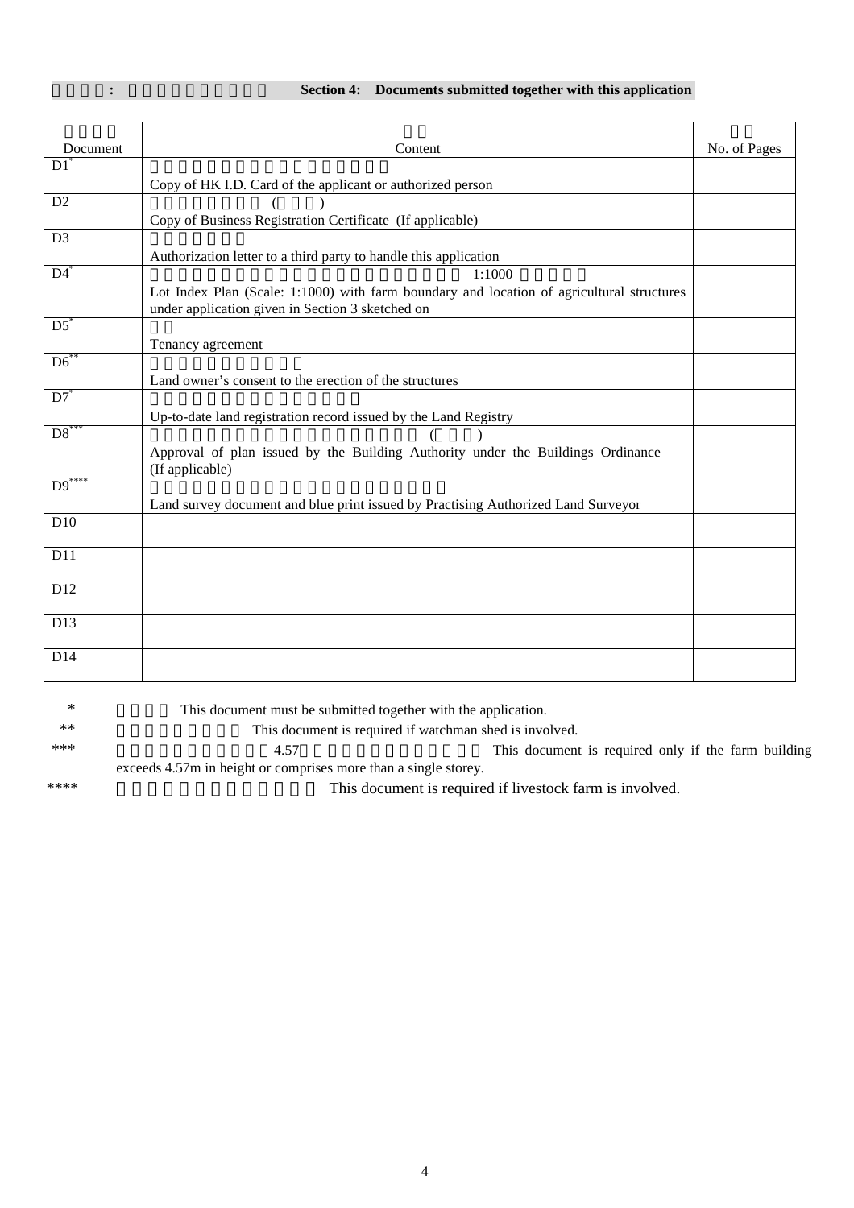## Section 4: Documents submitted together with this application

| Document | Content | No. of Pages |
|---|---|---|
| D1* | Copy of HK I.D. Card of the applicant or authorized person | |
| D2 | Copy of Business Registration Certificate (If applicable) | |
| D3 | Authorization letter to a third party to handle this application | |
| D4* | Lot Index Plan (Scale: 1:1000) with farm boundary and location of agricultural structures under application given in Section 3 sketched on | |
| D5* | Tenancy agreement | |
| D6** | Land owner's consent to the erection of the structures | |
| D7* | Up-to-date land registration record issued by the Land Registry | |
| D8*** | Approval of plan issued by the Building Authority under the Buildings Ordinance (If applicable) | |
| D9**** | Land survey document and blue print issued by Practising Authorized Land Surveyor | |
| D10 | | |
| D11 | | |
| D12 | | |
| D13 | | |
| D14 | | |

\* This document must be submitted together with the application.

\*\* This document is required if watchman shed is involved.

\*\*\* This document is required only if the farm building exceeds 4.57m in height or comprises more than a single storey.

\*\*\*\* This document is required if livestock farm is involved.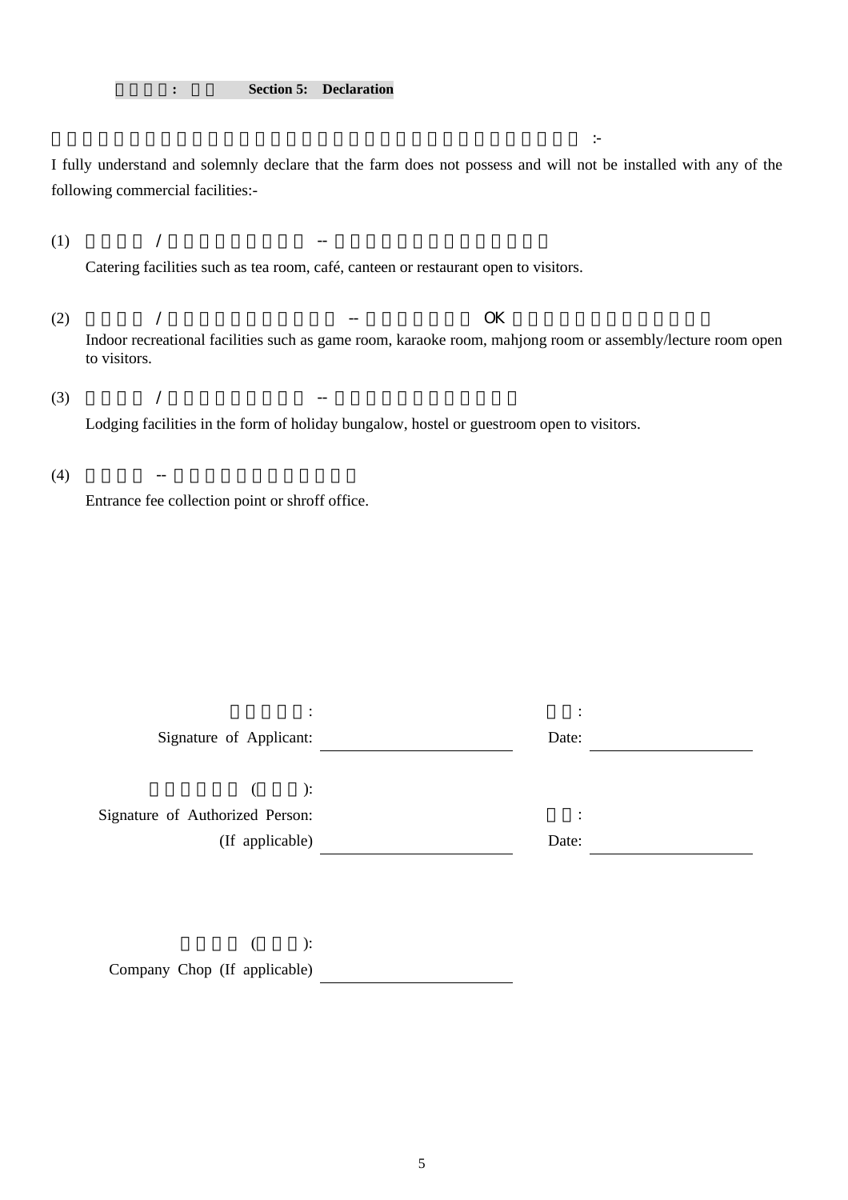**Section 5: Declaration**

I fully understand and solemnly declare that the farm does not possess and will not be installed with any of the following commercial facilities:-

(1) Catering facilities such as tea room, café, canteen or restaurant open to visitors.

(2) Indoor recreational facilities such as game room, karaoke room, mahjong room or assembly/lecture room open to visitors.

(3) Lodging facilities in the form of holiday bungalow, hostel or guestroom open to visitors.

(4) Entrance fee collection point or shroff office.

Signature of Applicant: ____________________ Date: ____________________

Signature of Authorized Person: (If applicable) ____________________ Date: ____________________

Company Chop (If applicable) ____________________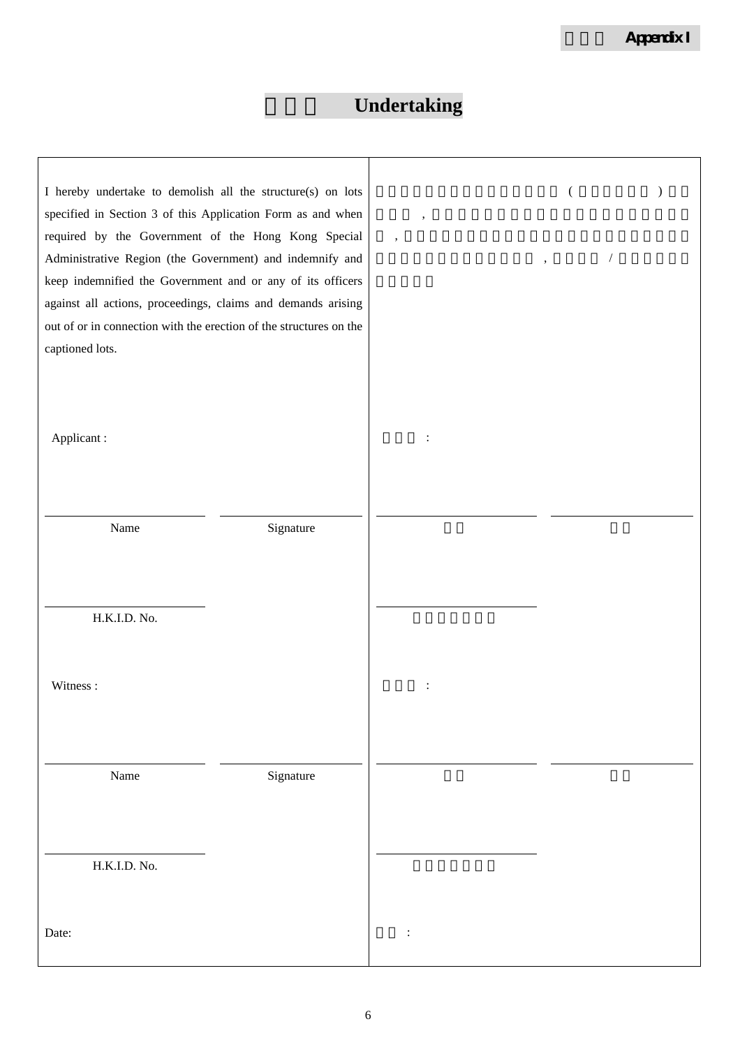**Appendix I**

# Undertaking

I hereby undertake to demolish all the structure(s) on lots specified in Section 3 of this Application Form as and when required by the Government of the Hong Kong Special Administrative Region (the Government) and indemnify and keep indemnified the Government and or any of its officers against all actions, proceedings, claims and demands arising out of or in connection with the erection of the structures on the captioned lots.

Applicant :

| | |
|---|---|
| Name | Signature |

H.K.I.D. No.

Witness :

| | |
|---|---|
| Name | Signature |

H.K.I.D. No.

Date: